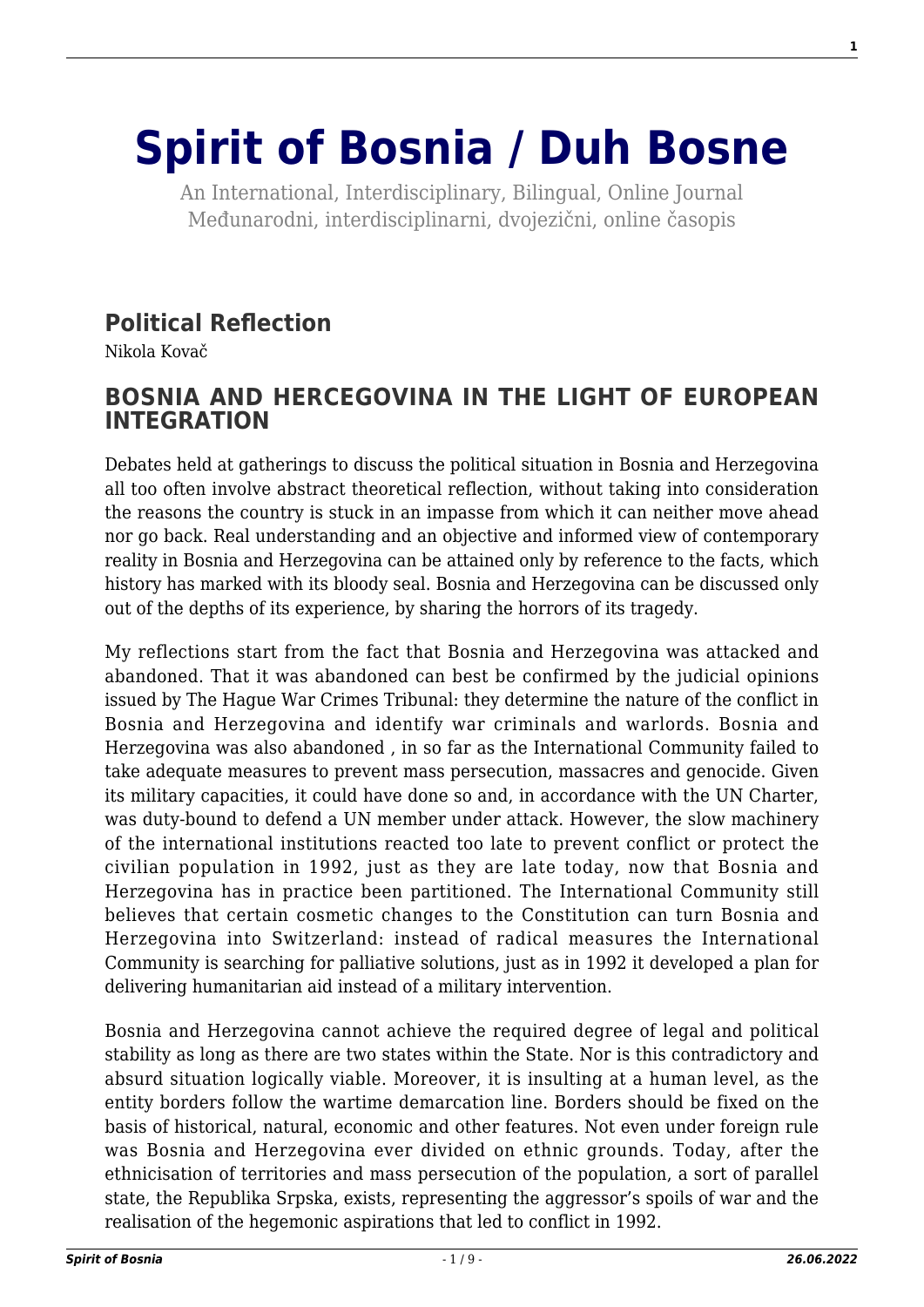# Spirit of Bosnia / Duh Bosne

An International, Interdisciplinary, Bilingual, Online Journal
Međunarodni, interdisciplinarni, dvojezični, online časopis

## Political Reflection

Nikola Kovač

## BOSNIA AND HERCEGOVINA IN THE LIGHT OF EUROPEAN INTEGRATION

Debates held at gatherings to discuss the political situation in Bosnia and Herzegovina all too often involve abstract theoretical reflection, without taking into consideration the reasons the country is stuck in an impasse from which it can neither move ahead nor go back. Real understanding and an objective and informed view of contemporary reality in Bosnia and Herzegovina can be attained only by reference to the facts, which history has marked with its bloody seal. Bosnia and Herzegovina can be discussed only out of the depths of its experience, by sharing the horrors of its tragedy.

My reflections start from the fact that Bosnia and Herzegovina was attacked and abandoned. That it was abandoned can best be confirmed by the judicial opinions issued by The Hague War Crimes Tribunal: they determine the nature of the conflict in Bosnia and Herzegovina and identify war criminals and warlords. Bosnia and Herzegovina was also abandoned , in so far as the International Community failed to take adequate measures to prevent mass persecution, massacres and genocide. Given its military capacities, it could have done so and, in accordance with the UN Charter, was duty-bound to defend a UN member under attack. However, the slow machinery of the international institutions reacted too late to prevent conflict or protect the civilian population in 1992, just as they are late today, now that Bosnia and Herzegovina has in practice been partitioned. The International Community still believes that certain cosmetic changes to the Constitution can turn Bosnia and Herzegovina into Switzerland: instead of radical measures the International Community is searching for palliative solutions, just as in 1992 it developed a plan for delivering humanitarian aid instead of a military intervention.

Bosnia and Herzegovina cannot achieve the required degree of legal and political stability as long as there are two states within the State. Nor is this contradictory and absurd situation logically viable. Moreover, it is insulting at a human level, as the entity borders follow the wartime demarcation line. Borders should be fixed on the basis of historical, natural, economic and other features. Not even under foreign rule was Bosnia and Herzegovina ever divided on ethnic grounds. Today, after the ethnicisation of territories and mass persecution of the population, a sort of parallel state, the Republika Srpska, exists, representing the aggressor's spoils of war and the realisation of the hegemonic aspirations that led to conflict in 1992.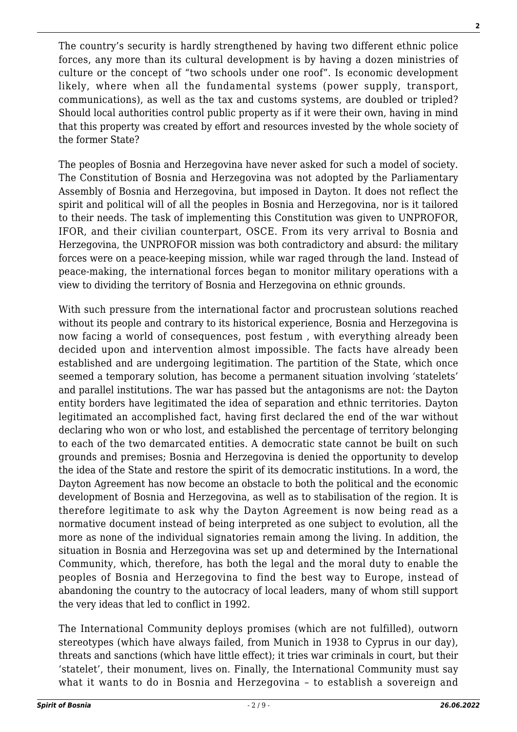The country's security is hardly strengthened by having two different ethnic police forces, any more than its cultural development is by having a dozen ministries of culture or the concept of "two schools under one roof". Is economic development likely, where when all the fundamental systems (power supply, transport, communications), as well as the tax and customs systems, are doubled or tripled? Should local authorities control public property as if it were their own, having in mind that this property was created by effort and resources invested by the whole society of the former State?

The peoples of Bosnia and Herzegovina have never asked for such a model of society. The Constitution of Bosnia and Herzegovina was not adopted by the Parliamentary Assembly of Bosnia and Herzegovina, but imposed in Dayton. It does not reflect the spirit and political will of all the peoples in Bosnia and Herzegovina, nor is it tailored to their needs. The task of implementing this Constitution was given to UNPROFOR, IFOR, and their civilian counterpart, OSCE. From its very arrival to Bosnia and Herzegovina, the UNPROFOR mission was both contradictory and absurd: the military forces were on a peace-keeping mission, while war raged through the land. Instead of peace-making, the international forces began to monitor military operations with a view to dividing the territory of Bosnia and Herzegovina on ethnic grounds.

With such pressure from the international factor and procrustean solutions reached without its people and contrary to its historical experience, Bosnia and Herzegovina is now facing a world of consequences, *post festum* , with everything already been decided upon and intervention almost impossible. The facts have already been established and are undergoing legitimation. The partition of the State, which once seemed a temporary solution, has become a permanent situation involving 'statelets' and parallel institutions. The war has passed but the antagonisms are not: the Dayton entity borders have legitimated the idea of separation and ethnic territories. Dayton legitimated an accomplished fact, having first declared the end of the war without declaring who won or who lost, and established the percentage of territory belonging to each of the two demarcated entities. A democratic state cannot be built on such grounds and premises; Bosnia and Herzegovina is denied the opportunity to develop the idea of the State and restore the spirit of its democratic institutions. In a word, the Dayton Agreement has now become an obstacle to both the political and the economic development of Bosnia and Herzegovina, as well as to stabilisation of the region. It is therefore legitimate to ask why the Dayton Agreement is now being read as a normative document instead of being interpreted as one subject to evolution, all the more as none of the individual signatories remain among the living. In addition, the situation in Bosnia and Herzegovina was set up and determined by the International Community, which, therefore, has both the legal and the moral duty to enable the peoples of Bosnia and Herzegovina to find the best way to Europe, instead of abandoning the country to the autocracy of local leaders, many of whom still support the very ideas that led to conflict in 1992.

The International Community deploys promises (which are not fulfilled), outworn stereotypes (which have always failed, from Munich in 1938 to Cyprus in our day), threats and sanctions (which have little effect); it tries war criminals in court, but their 'statelet', their monument, lives on. Finally, the International Community must say what it wants to do in Bosnia and Herzegovina – to establish a sovereign and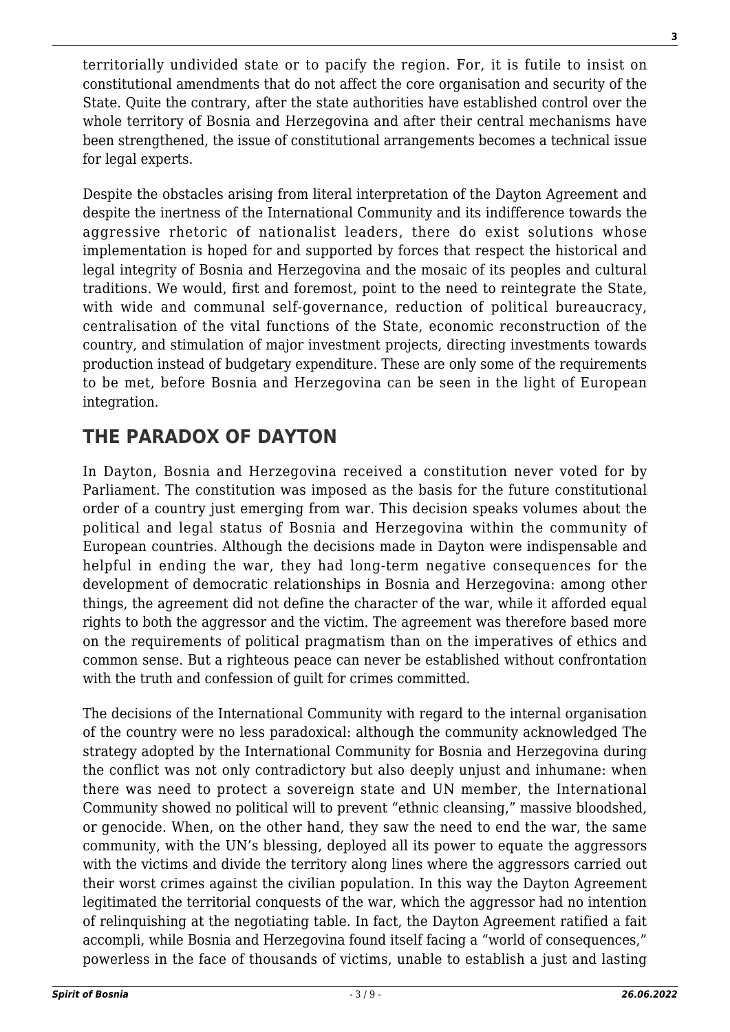territorially undivided state or to pacify the region. For, it is futile to insist on constitutional amendments that do not affect the core organisation and security of the State. Quite the contrary, after the state authorities have established control over the whole territory of Bosnia and Herzegovina and after their central mechanisms have been strengthened, the issue of constitutional arrangements becomes a technical issue for legal experts.

Despite the obstacles arising from literal interpretation of the Dayton Agreement and despite the inertness of the International Community and its indifference towards the aggressive rhetoric of nationalist leaders, there do exist solutions whose implementation is hoped for and supported by forces that respect the historical and legal integrity of Bosnia and Herzegovina and the mosaic of its peoples and cultural traditions. We would, first and foremost, point to the need to reintegrate the State, with wide and communal self-governance, reduction of political bureaucracy, centralisation of the vital functions of the State, economic reconstruction of the country, and stimulation of major investment projects, directing investments towards production instead of budgetary expenditure. These are only some of the requirements to be met, before Bosnia and Herzegovina can be seen in the light of European integration.

## THE PARADOX OF DAYTON

In Dayton, Bosnia and Herzegovina received a constitution never voted for by Parliament. The constitution was imposed as the basis for the future constitutional order of a country just emerging from war. This decision speaks volumes about the political and legal status of Bosnia and Herzegovina within the community of European countries. Although the decisions made in Dayton were indispensable and helpful in ending the war, they had long-term negative consequences for the development of democratic relationships in Bosnia and Herzegovina: among other things, the agreement did not define the character of the war, while it afforded equal rights to both the aggressor and the victim. The agreement was therefore based more on the requirements of political pragmatism than on the imperatives of ethics and common sense. But a righteous peace can never be established without confrontation with the truth and confession of guilt for crimes committed.

The decisions of the International Community with regard to the internal organisation of the country were no less paradoxical: although the community acknowledged The strategy adopted by the International Community for Bosnia and Herzegovina during the conflict was not only contradictory but also deeply unjust and inhumane: when there was need to protect a sovereign state and UN member, the International Community showed no political will to prevent "ethnic cleansing," massive bloodshed, or genocide. When, on the other hand, they saw the need to end the war, the same community, with the UN's blessing, deployed all its power to equate the aggressors with the victims and divide the territory along lines where the aggressors carried out their worst crimes against the civilian population. In this way the Dayton Agreement legitimated the territorial conquests of the war, which the aggressor had no intention of relinquishing at the negotiating table. In fact, the Dayton Agreement ratified a fait accompli, while Bosnia and Herzegovina found itself facing a "world of consequences," powerless in the face of thousands of victims, unable to establish a just and lasting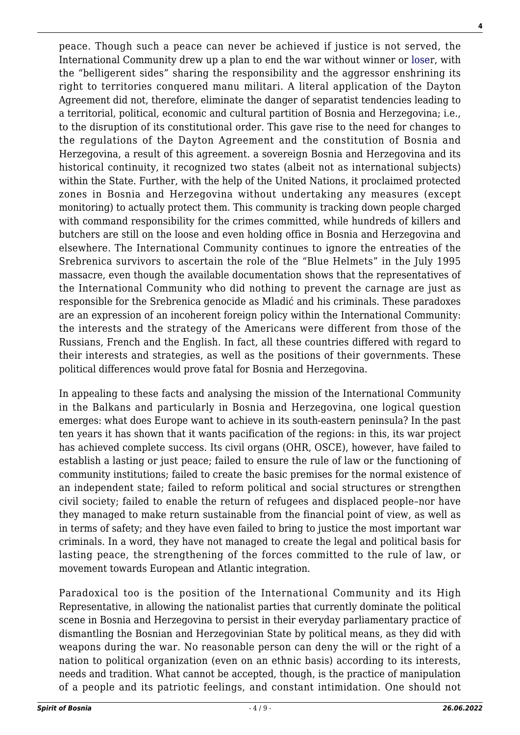peace. Though such a peace can never be achieved if justice is not served, the International Community drew up a plan to end the war without winner or loser, with the "belligerent sides" sharing the responsibility and the aggressor enshrining its right to territories conquered manu militari. A literal application of the Dayton Agreement did not, therefore, eliminate the danger of separatist tendencies leading to a territorial, political, economic and cultural partition of Bosnia and Herzegovina; i.e., to the disruption of its constitutional order. This gave rise to the need for changes to the regulations of the Dayton Agreement and the constitution of Bosnia and Herzegovina, a result of this agreement. a sovereign Bosnia and Herzegovina and its historical continuity, it recognized two states (albeit not as international subjects) within the State. Further, with the help of the United Nations, it proclaimed protected zones in Bosnia and Herzegovina without undertaking any measures (except monitoring) to actually protect them. This community is tracking down people charged with command responsibility for the crimes committed, while hundreds of killers and butchers are still on the loose and even holding office in Bosnia and Herzegovina and elsewhere. The International Community continues to ignore the entreaties of the Srebrenica survivors to ascertain the role of the "Blue Helmets" in the July 1995 massacre, even though the available documentation shows that the representatives of the International Community who did nothing to prevent the carnage are just as responsible for the Srebrenica genocide as Mladić and his criminals. These paradoxes are an expression of an incoherent foreign policy within the International Community: the interests and the strategy of the Americans were different from those of the Russians, French and the English. In fact, all these countries differed with regard to their interests and strategies, as well as the positions of their governments. These political differences would prove fatal for Bosnia and Herzegovina.

In appealing to these facts and analysing the mission of the International Community in the Balkans and particularly in Bosnia and Herzegovina, one logical question emerges: what does Europe want to achieve in its south-eastern peninsula? In the past ten years it has shown that it wants pacification of the regions: in this, its war project has achieved complete success. Its civil organs (OHR, OSCE), however, have failed to establish a lasting or just peace; failed to ensure the rule of law or the functioning of community institutions; failed to create the basic premises for the normal existence of an independent state; failed to reform political and social structures or strengthen civil society; failed to enable the return of refugees and displaced people–nor have they managed to make return sustainable from the financial point of view, as well as in terms of safety; and they have even failed to bring to justice the most important war criminals. In a word, they have not managed to create the legal and political basis for lasting peace, the strengthening of the forces committed to the rule of law, or movement towards European and Atlantic integration.

Paradoxical too is the position of the International Community and its High Representative, in allowing the nationalist parties that currently dominate the political scene in Bosnia and Herzegovina to persist in their everyday parliamentary practice of dismantling the Bosnian and Herzegovinian State by political means, as they did with weapons during the war. No reasonable person can deny the will or the right of a nation to political organization (even on an ethnic basis) according to its interests, needs and tradition. What cannot be accepted, though, is the practice of manipulation of a people and its patriotic feelings, and constant intimidation. One should not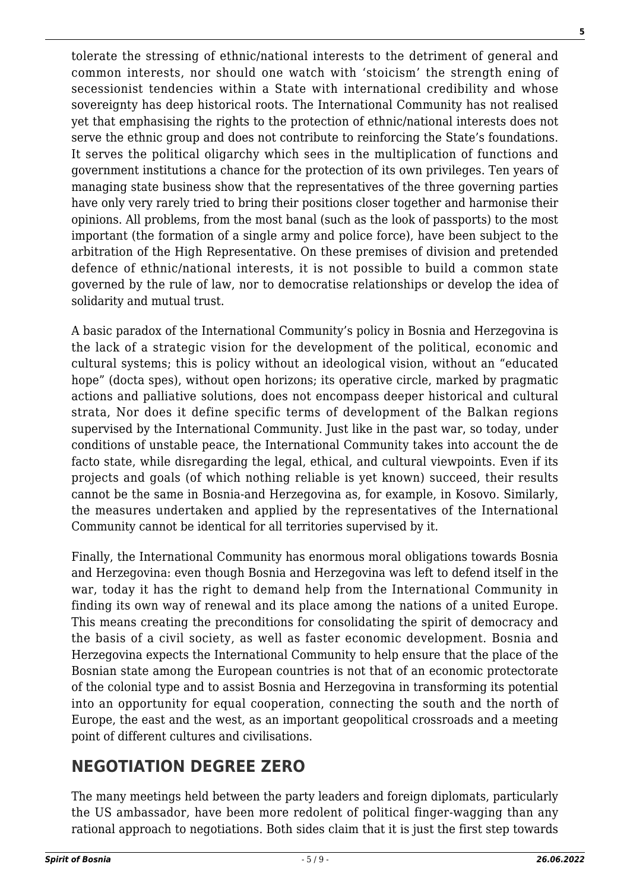tolerate the stressing of ethnic/national interests to the detriment of general and common interests, nor should one watch with 'stoicism' the strength ening of secessionist tendencies within a State with international credibility and whose sovereignty has deep historical roots. The International Community has not realised yet that emphasising the rights to the protection of ethnic/national interests does not serve the ethnic group and does not contribute to reinforcing the State's foundations. It serves the political oligarchy which sees in the multiplication of functions and government institutions a chance for the protection of its own privileges. Ten years of managing state business show that the representatives of the three governing parties have only very rarely tried to bring their positions closer together and harmonise their opinions. All problems, from the most banal (such as the look of passports) to the most important (the formation of a single army and police force), have been subject to the arbitration of the High Representative. On these premises of division and pretended defence of ethnic/national interests, it is not possible to build a common state governed by the rule of law, nor to democratise relationships or develop the idea of solidarity and mutual trust.

A basic paradox of the International Community's policy in Bosnia and Herzegovina is the lack of a strategic vision for the development of the political, economic and cultural systems; this is policy without an ideological vision, without an "educated hope" (docta spes), without open horizons; its operative circle, marked by pragmatic actions and palliative solutions, does not encompass deeper historical and cultural strata, Nor does it define specific terms of development of the Balkan regions supervised by the International Community. Just like in the past war, so today, under conditions of unstable peace, the International Community takes into account the de facto state, while disregarding the legal, ethical, and cultural viewpoints. Even if its projects and goals (of which nothing reliable is yet known) succeed, their results cannot be the same in Bosnia-and Herzegovina as, for example, in Kosovo. Similarly, the measures undertaken and applied by the representatives of the International Community cannot be identical for all territories supervised by it.

Finally, the International Community has enormous moral obligations towards Bosnia and Herzegovina: even though Bosnia and Herzegovina was left to defend itself in the war, today it has the right to demand help from the International Community in finding its own way of renewal and its place among the nations of a united Europe. This means creating the preconditions for consolidating the spirit of democracy and the basis of a civil society, as well as faster economic development. Bosnia and Herzegovina expects the International Community to help ensure that the place of the Bosnian state among the European countries is not that of an economic protectorate of the colonial type and to assist Bosnia and Herzegovina in transforming its potential into an opportunity for equal cooperation, connecting the south and the north of Europe, the east and the west, as an important geopolitical crossroads and a meeting point of different cultures and civilisations.

## NEGOTIATION DEGREE ZERO

The many meetings held between the party leaders and foreign diplomats, particularly the US ambassador, have been more redolent of political finger-wagging than any rational approach to negotiations. Both sides claim that it is just the first step towards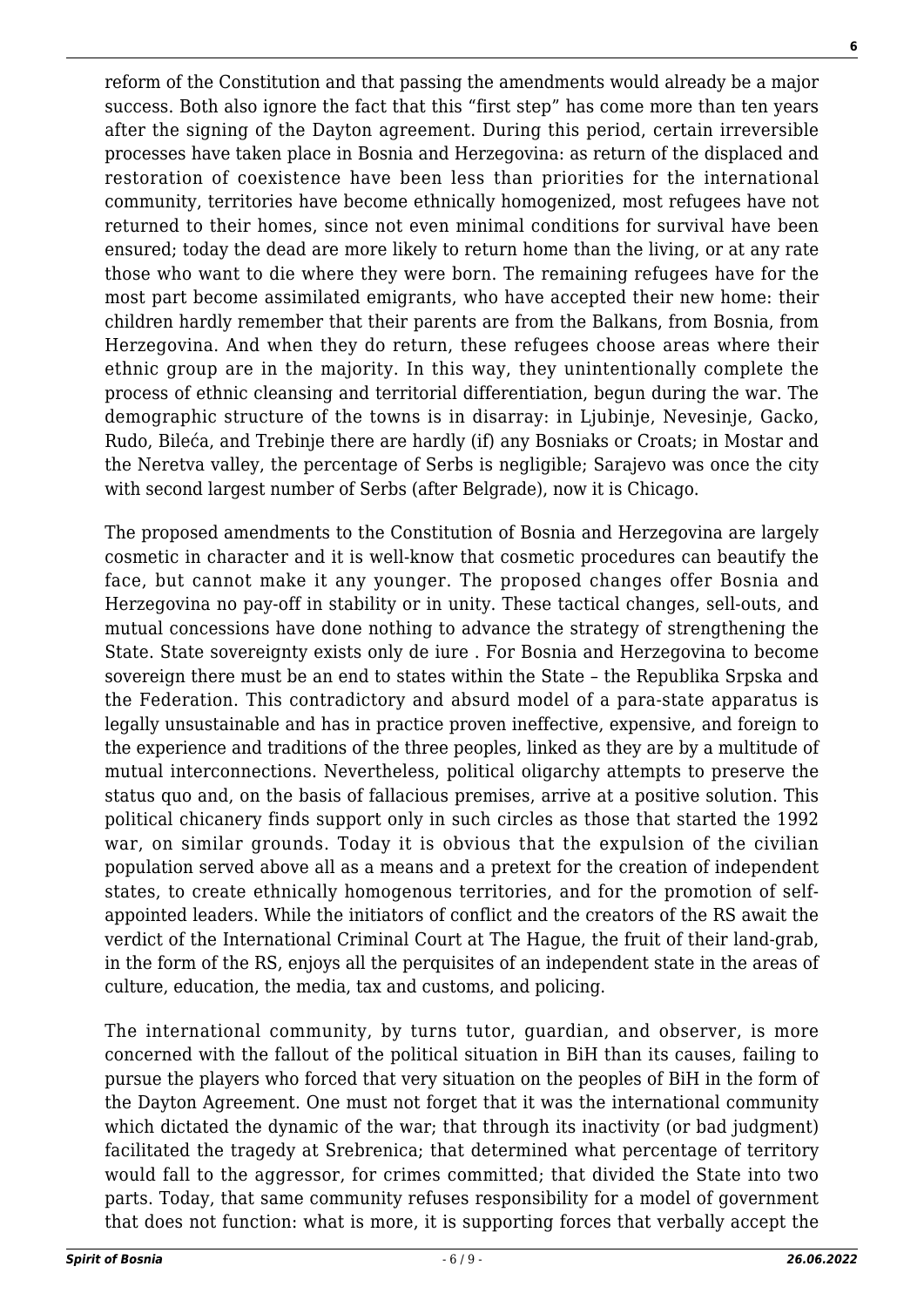reform of the Constitution and that passing the amendments would already be a major success. Both also ignore the fact that this "first step" has come more than ten years after the signing of the Dayton agreement. During this period, certain irreversible processes have taken place in Bosnia and Herzegovina: as return of the displaced and restoration of coexistence have been less than priorities for the international community, territories have become ethnically homogenized, most refugees have not returned to their homes, since not even minimal conditions for survival have been ensured; today the dead are more likely to return home than the living, or at any rate those who want to die where they were born. The remaining refugees have for the most part become assimilated emigrants, who have accepted their new home: their children hardly remember that their parents are from the Balkans, from Bosnia, from Herzegovina. And when they do return, these refugees choose areas where their ethnic group are in the majority. In this way, they unintentionally complete the process of ethnic cleansing and territorial differentiation, begun during the war. The demographic structure of the towns is in disarray: in Ljubinje, Nevesinje, Gacko, Rudo, Bileća, and Trebinje there are hardly (if) any Bosniaks or Croats; in Mostar and the Neretva valley, the percentage of Serbs is negligible; Sarajevo was once the city with second largest number of Serbs (after Belgrade), now it is Chicago.

The proposed amendments to the Constitution of Bosnia and Herzegovina are largely cosmetic in character and it is well-know that cosmetic procedures can beautify the face, but cannot make it any younger. The proposed changes offer Bosnia and Herzegovina no pay-off in stability or in unity. These tactical changes, sell-outs, and mutual concessions have done nothing to advance the strategy of strengthening the State. State sovereignty exists only de iure . For Bosnia and Herzegovina to become sovereign there must be an end to states within the State – the Republika Srpska and the Federation. This contradictory and absurd model of a para-state apparatus is legally unsustainable and has in practice proven ineffective, expensive, and foreign to the experience and traditions of the three peoples, linked as they are by a multitude of mutual interconnections. Nevertheless, political oligarchy attempts to preserve the status quo and, on the basis of fallacious premises, arrive at a positive solution. This political chicanery finds support only in such circles as those that started the 1992 war, on similar grounds. Today it is obvious that the expulsion of the civilian population served above all as a means and a pretext for the creation of independent states, to create ethnically homogenous territories, and for the promotion of self-appointed leaders. While the initiators of conflict and the creators of the RS await the verdict of the International Criminal Court at The Hague, the fruit of their land-grab, in the form of the RS, enjoys all the perquisites of an independent state in the areas of culture, education, the media, tax and customs, and policing.

The international community, by turns tutor, guardian, and observer, is more concerned with the fallout of the political situation in BiH than its causes, failing to pursue the players who forced that very situation on the peoples of BiH in the form of the Dayton Agreement. One must not forget that it was the international community which dictated the dynamic of the war; that through its inactivity (or bad judgment) facilitated the tragedy at Srebrenica; that determined what percentage of territory would fall to the aggressor, for crimes committed; that divided the State into two parts. Today, that same community refuses responsibility for a model of government that does not function: what is more, it is supporting forces that verbally accept the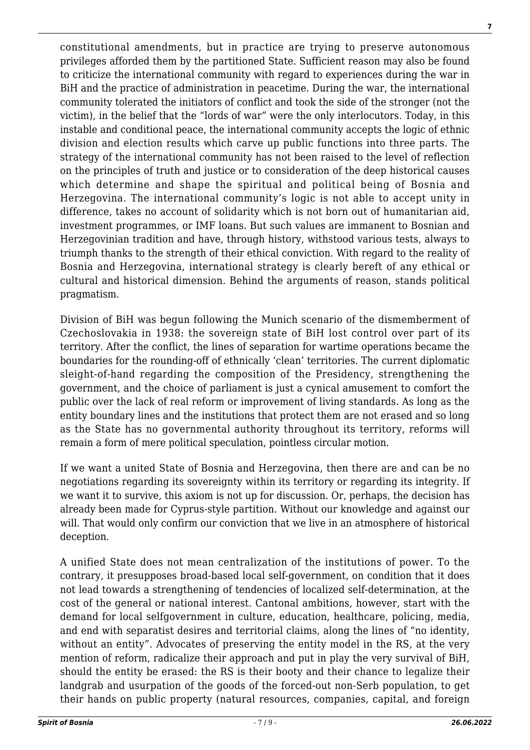constitutional amendments, but in practice are trying to preserve autonomous privileges afforded them by the partitioned State. Sufficient reason may also be found to criticize the international community with regard to experiences during the war in BiH and the practice of administration in peacetime. During the war, the international community tolerated the initiators of conflict and took the side of the stronger (not the victim), in the belief that the "lords of war" were the only interlocutors. Today, in this instable and conditional peace, the international community accepts the logic of ethnic division and election results which carve up public functions into three parts. The strategy of the international community has not been raised to the level of reflection on the principles of truth and justice or to consideration of the deep historical causes which determine and shape the spiritual and political being of Bosnia and Herzegovina. The international community's logic is not able to accept unity in difference, takes no account of solidarity which is not born out of humanitarian aid, investment programmes, or IMF loans. But such values are immanent to Bosnian and Herzegovinian tradition and have, through history, withstood various tests, always to triumph thanks to the strength of their ethical conviction. With regard to the reality of Bosnia and Herzegovina, international strategy is clearly bereft of any ethical or cultural and historical dimension. Behind the arguments of reason, stands political pragmatism.

Division of BiH was begun following the Munich scenario of the dismemberment of Czechoslovakia in 1938: the sovereign state of BiH lost control over part of its territory. After the conflict, the lines of separation for wartime operations became the boundaries for the rounding-off of ethnically 'clean' territories. The current diplomatic sleight-of-hand regarding the composition of the Presidency, strengthening the government, and the choice of parliament is just a cynical amusement to comfort the public over the lack of real reform or improvement of living standards. As long as the entity boundary lines and the institutions that protect them are not erased and so long as the State has no governmental authority throughout its territory, reforms will remain a form of mere political speculation, pointless circular motion.

If we want a united State of Bosnia and Herzegovina, then there are and can be no negotiations regarding its sovereignty within its territory or regarding its integrity. If we want it to survive, this axiom is not up for discussion. Or, perhaps, the decision has already been made for Cyprus-style partition. Without our knowledge and against our will. That would only confirm our conviction that we live in an atmosphere of historical deception.

A unified State does not mean centralization of the institutions of power. To the contrary, it presupposes broad-based local self-government, on condition that it does not lead towards a strengthening of tendencies of localized self-determination, at the cost of the general or national interest. Cantonal ambitions, however, start with the demand for local selfgovernment in culture, education, healthcare, policing, media, and end with separatist desires and territorial claims, along the lines of "no identity, without an entity". Advocates of preserving the entity model in the RS, at the very mention of reform, radicalize their approach and put in play the very survival of BiH, should the entity be erased: the RS is their booty and their chance to legalize their landgrab and usurpation of the goods of the forced-out non-Serb population, to get their hands on public property (natural resources, companies, capital, and foreign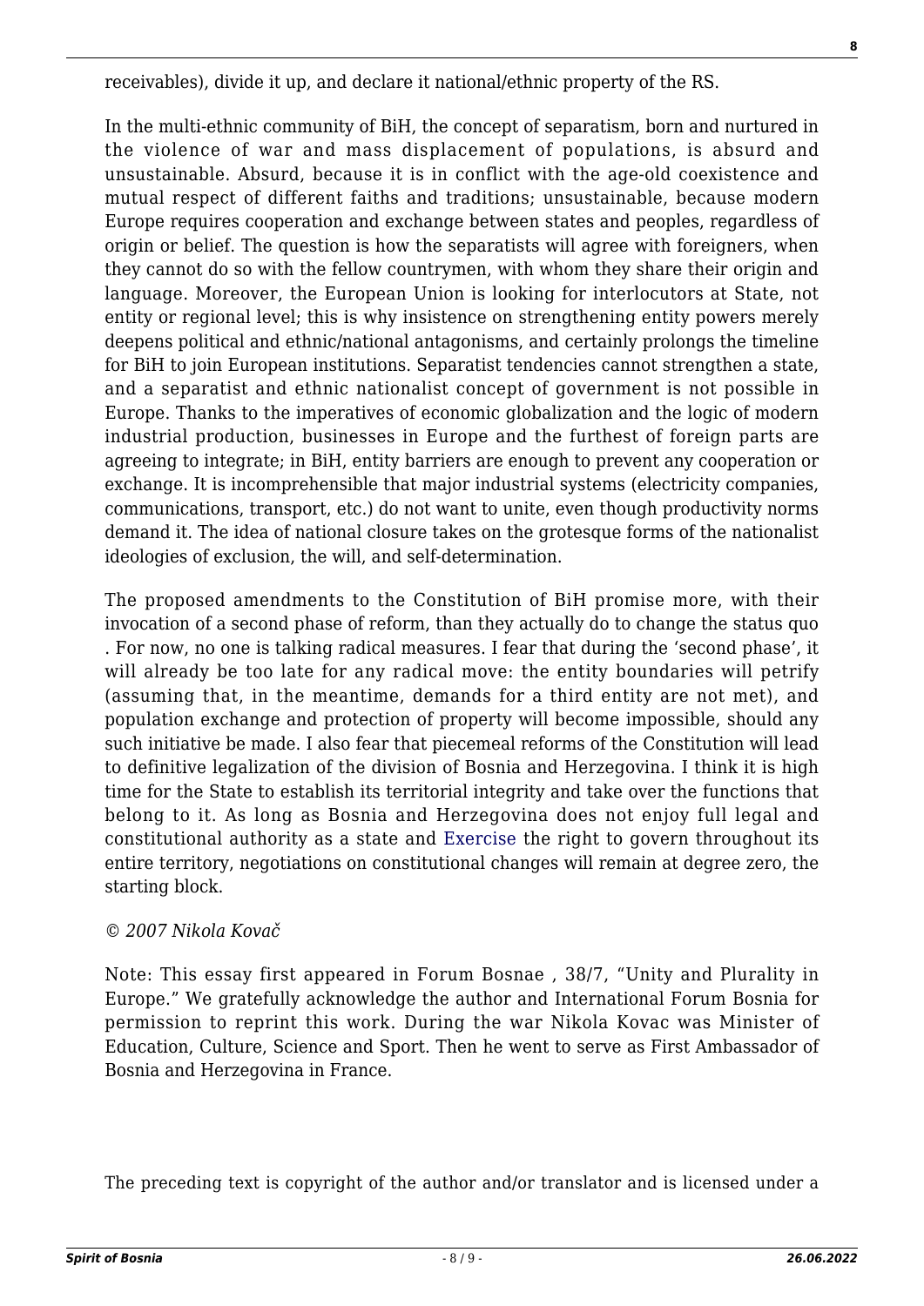receivables), divide it up, and declare it national/ethnic property of the RS.

In the multi-ethnic community of BiH, the concept of separatism, born and nurtured in the violence of war and mass displacement of populations, is absurd and unsustainable. Absurd, because it is in conflict with the age-old coexistence and mutual respect of different faiths and traditions; unsustainable, because modern Europe requires cooperation and exchange between states and peoples, regardless of origin or belief. The question is how the separatists will agree with foreigners, when they cannot do so with the fellow countrymen, with whom they share their origin and language. Moreover, the European Union is looking for interlocutors at State, not entity or regional level; this is why insistence on strengthening entity powers merely deepens political and ethnic/national antagonisms, and certainly prolongs the timeline for BiH to join European institutions. Separatist tendencies cannot strengthen a state, and a separatist and ethnic nationalist concept of government is not possible in Europe. Thanks to the imperatives of economic globalization and the logic of modern industrial production, businesses in Europe and the furthest of foreign parts are agreeing to integrate; in BiH, entity barriers are enough to prevent any cooperation or exchange. It is incomprehensible that major industrial systems (electricity companies, communications, transport, etc.) do not want to unite, even though productivity norms demand it. The idea of national closure takes on the grotesque forms of the nationalist ideologies of exclusion, the will, and self-determination.

The proposed amendments to the Constitution of BiH promise more, with their invocation of a second phase of reform, than they actually do to change the status quo . For now, no one is talking radical measures. I fear that during the 'second phase', it will already be too late for any radical move: the entity boundaries will petrify (assuming that, in the meantime, demands for a third entity are not met), and population exchange and protection of property will become impossible, should any such initiative be made. I also fear that piecemeal reforms of the Constitution will lead to definitive legalization of the division of Bosnia and Herzegovina. I think it is high time for the State to establish its territorial integrity and take over the functions that belong to it. As long as Bosnia and Herzegovina does not enjoy full legal and constitutional authority as a state and Exercise the right to govern throughout its entire territory, negotiations on constitutional changes will remain at degree zero, the starting block.

*© 2007 Nikola Kovač*

Note: This essay first appeared in Forum Bosnae , 38/7, "Unity and Plurality in Europe." We gratefully acknowledge the author and International Forum Bosnia for permission to reprint this work. During the war Nikola Kovac was Minister of Education, Culture, Science and Sport. Then he went to serve as First Ambassador of Bosnia and Herzegovina in France.

The preceding text is copyright of the author and/or translator and is licensed under a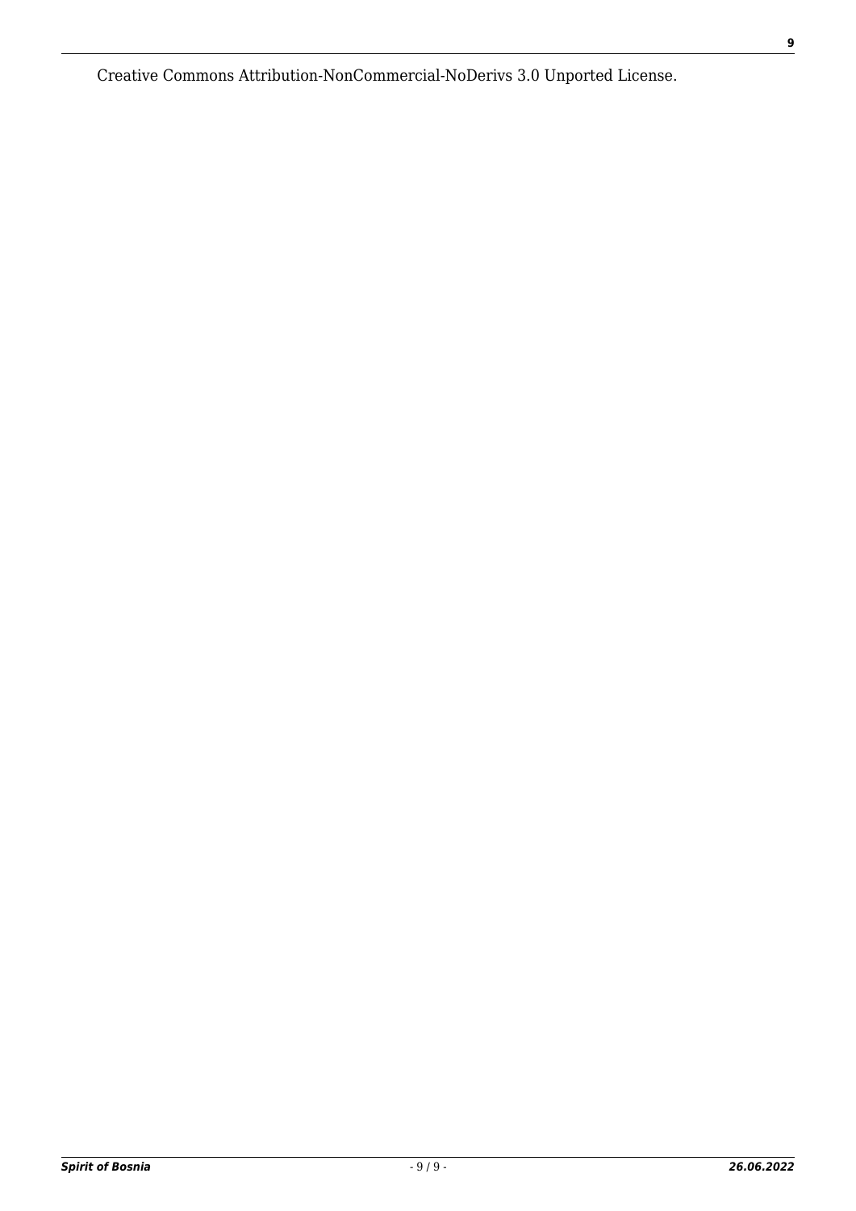Creative Commons Attribution-NonCommercial-NoDerivs 3.0 Unported License.